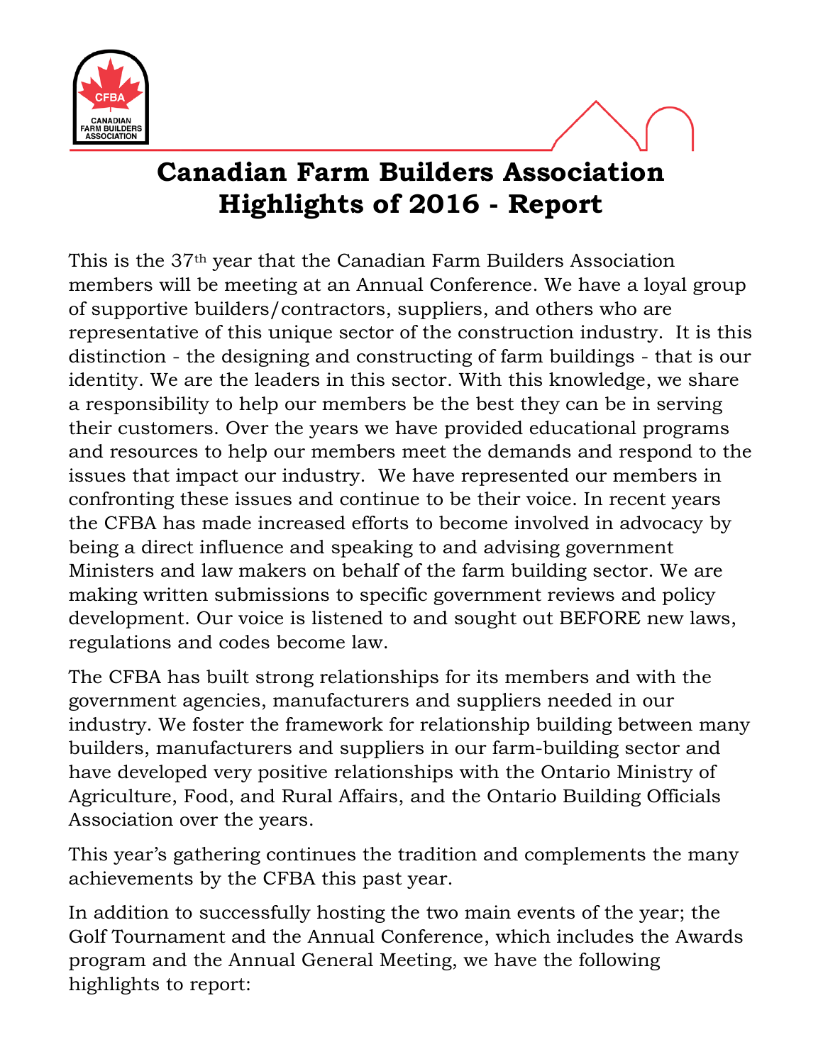# Canadian Farm Builders Association
# Highlights of 2016 - Report

This is the 37th year that the Canadian Farm Builders Association members will be meeting at an Annual Conference. We have a loyal group of supportive builders/contractors, suppliers, and others who are representative of this unique sector of the construction industry. It is this distinction - the designing and constructing of farm buildings - that is our identity. We are the leaders in this sector. With this knowledge, we share a responsibility to help our members be the best they can be in serving their customers. Over the years we have provided educational programs and resources to help our members meet the demands and respond to the issues that impact our industry. We have represented our members in confronting these issues and continue to be their voice. In recent years the CFBA has made increased efforts to become involved in advocacy by being a direct influence and speaking to and advising government Ministers and law makers on behalf of the farm building sector. We are making written submissions to specific government reviews and policy development. Our voice is listened to and sought out BEFORE new laws, regulations and codes become law.

The CFBA has built strong relationships for its members and with the government agencies, manufacturers and suppliers needed in our industry. We foster the framework for relationship building between many builders, manufacturers and suppliers in our farm-building sector and have developed very positive relationships with the Ontario Ministry of Agriculture, Food, and Rural Affairs, and the Ontario Building Officials Association over the years.

This year's gathering continues the tradition and complements the many achievements by the CFBA this past year.

In addition to successfully hosting the two main events of the year; the Golf Tournament and the Annual Conference, which includes the Awards program and the Annual General Meeting, we have the following highlights to report: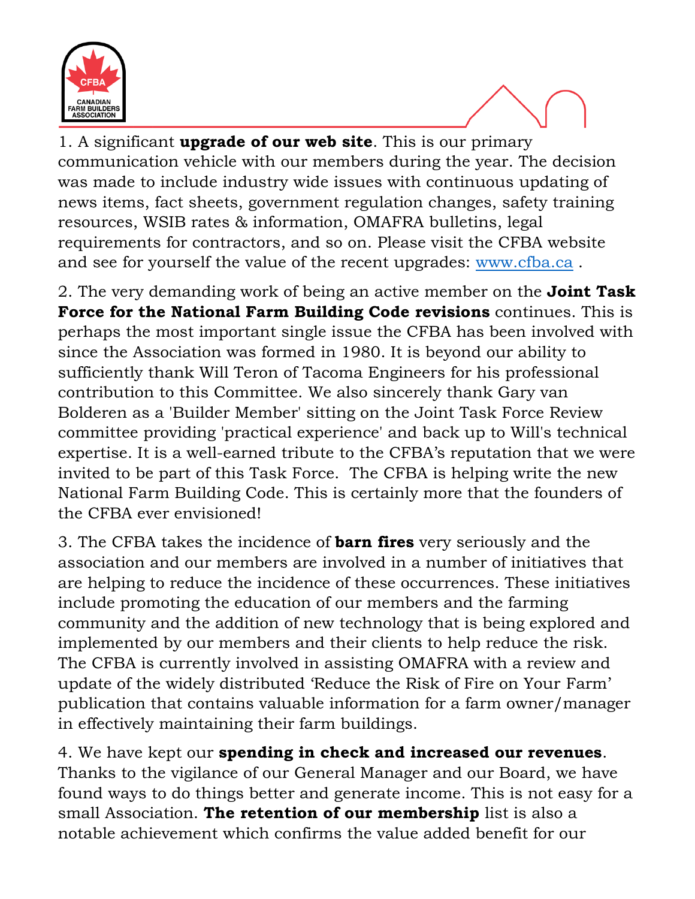1. A significant **upgrade of our web site**. This is our primary communication vehicle with our members during the year. The decision was made to include industry wide issues with continuous updating of news items, fact sheets, government regulation changes, safety training resources, WSIB rates & information, OMAFRA bulletins, legal requirements for contractors, and so on. Please visit the CFBA website and see for yourself the value of the recent upgrades: [www.cfba.ca](http://www.cfba.ca) .

2. The very demanding work of being an active member on the **Joint Task Force for the National Farm Building Code revisions** continues. This is perhaps the most important single issue the CFBA has been involved with since the Association was formed in 1980. It is beyond our ability to sufficiently thank Will Teron of Tacoma Engineers for his professional contribution to this Committee. We also sincerely thank Gary van Bolderen as a 'Builder Member' sitting on the Joint Task Force Review committee providing 'practical experience' and back up to Will's technical expertise. It is a well-earned tribute to the CFBA's reputation that we were invited to be part of this Task Force. The CFBA is helping write the new National Farm Building Code. This is certainly more that the founders of the CFBA ever envisioned!

3. The CFBA takes the incidence of **barn fires** very seriously and the association and our members are involved in a number of initiatives that are helping to reduce the incidence of these occurrences. These initiatives include promoting the education of our members and the farming community and the addition of new technology that is being explored and implemented by our members and their clients to help reduce the risk. The CFBA is currently involved in assisting OMAFRA with a review and update of the widely distributed 'Reduce the Risk of Fire on Your Farm' publication that contains valuable information for a farm owner/manager in effectively maintaining their farm buildings.

4. We have kept our **spending in check and increased our revenues**. Thanks to the vigilance of our General Manager and our Board, we have found ways to do things better and generate income. This is not easy for a small Association. **The retention of our membership** list is also a notable achievement which confirms the value added benefit for our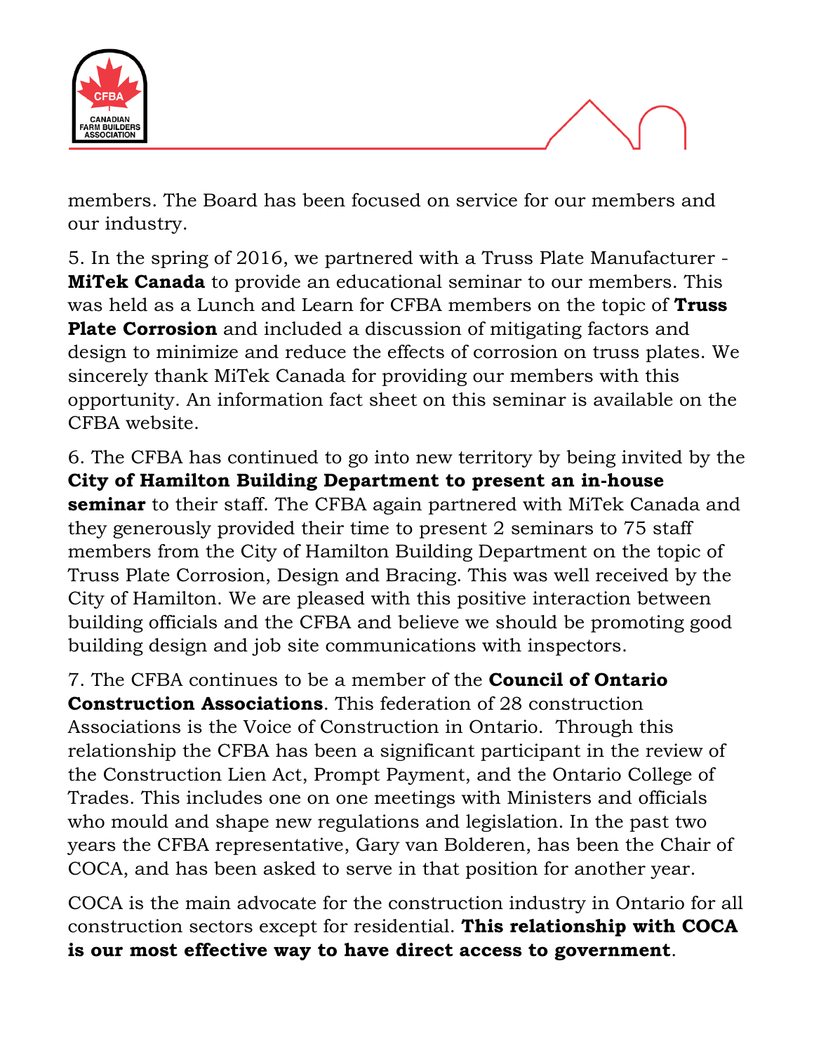members. The Board has been focused on service for our members and our industry.

5. In the spring of 2016, we partnered with a Truss Plate Manufacturer - **MiTek Canada** to provide an educational seminar to our members. This was held as a Lunch and Learn for CFBA members on the topic of **Truss Plate Corrosion** and included a discussion of mitigating factors and design to minimize and reduce the effects of corrosion on truss plates. We sincerely thank MiTek Canada for providing our members with this opportunity. An information fact sheet on this seminar is available on the CFBA website.

6. The CFBA has continued to go into new territory by being invited by the **City of Hamilton Building Department to present an in-house seminar** to their staff. The CFBA again partnered with MiTek Canada and they generously provided their time to present 2 seminars to 75 staff members from the City of Hamilton Building Department on the topic of Truss Plate Corrosion, Design and Bracing. This was well received by the City of Hamilton. We are pleased with this positive interaction between building officials and the CFBA and believe we should be promoting good building design and job site communications with inspectors.

7. The CFBA continues to be a member of the **Council of Ontario Construction Associations**. This federation of 28 construction Associations is the Voice of Construction in Ontario. Through this relationship the CFBA has been a significant participant in the review of the Construction Lien Act, Prompt Payment, and the Ontario College of Trades. This includes one on one meetings with Ministers and officials who mould and shape new regulations and legislation. In the past two years the CFBA representative, Gary van Bolderen, has been the Chair of COCA, and has been asked to serve in that position for another year.

COCA is the main advocate for the construction industry in Ontario for all construction sectors except for residential. **This relationship with COCA is our most effective way to have direct access to government**.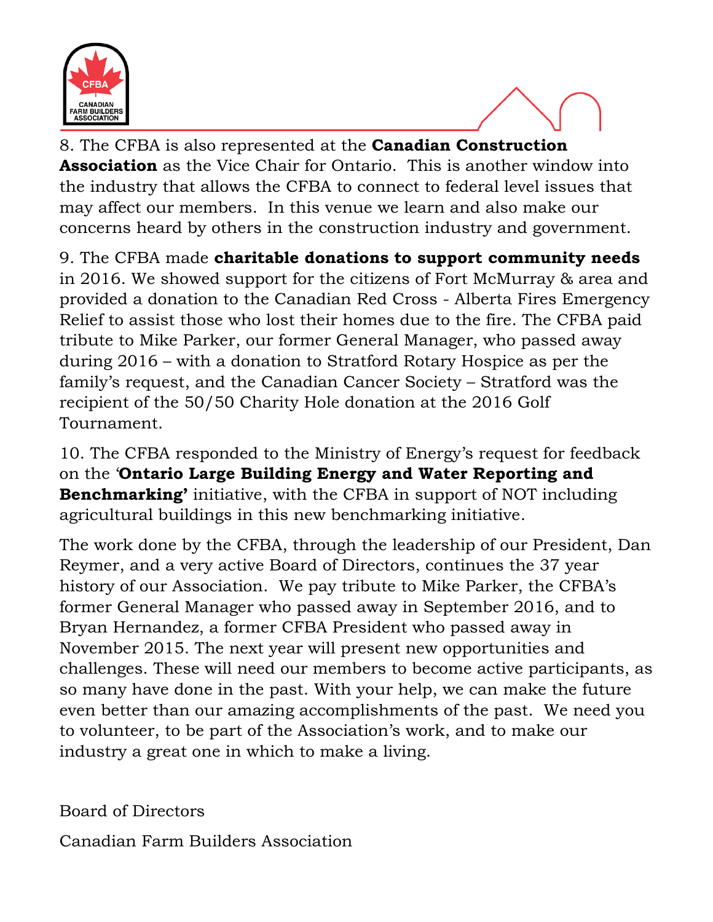8. The CFBA is also represented at the **Canadian Construction Association** as the Vice Chair for Ontario. This is another window into the industry that allows the CFBA to connect to federal level issues that may affect our members. In this venue we learn and also make our concerns heard by others in the construction industry and government.

9. The CFBA made **charitable donations to support community needs** in 2016. We showed support for the citizens of Fort McMurray & area and provided a donation to the Canadian Red Cross - Alberta Fires Emergency Relief to assist those who lost their homes due to the fire. The CFBA paid tribute to Mike Parker, our former General Manager, who passed away during 2016 – with a donation to Stratford Rotary Hospice as per the family's request, and the Canadian Cancer Society – Stratford was the recipient of the 50/50 Charity Hole donation at the 2016 Golf Tournament.

10. The CFBA responded to the Ministry of Energy's request for feedback on the '**Ontario Large Building Energy and Water Reporting and Benchmarking'** initiative, with the CFBA in support of NOT including agricultural buildings in this new benchmarking initiative.

The work done by the CFBA, through the leadership of our President, Dan Reymer, and a very active Board of Directors, continues the 37 year history of our Association. We pay tribute to Mike Parker, the CFBA's former General Manager who passed away in September 2016, and to Bryan Hernandez, a former CFBA President who passed away in November 2015. The next year will present new opportunities and challenges. These will need our members to become active participants, as so many have done in the past. With your help, we can make the future even better than our amazing accomplishments of the past. We need you to volunteer, to be part of the Association's work, and to make our industry a great one in which to make a living.

Board of Directors

Canadian Farm Builders Association